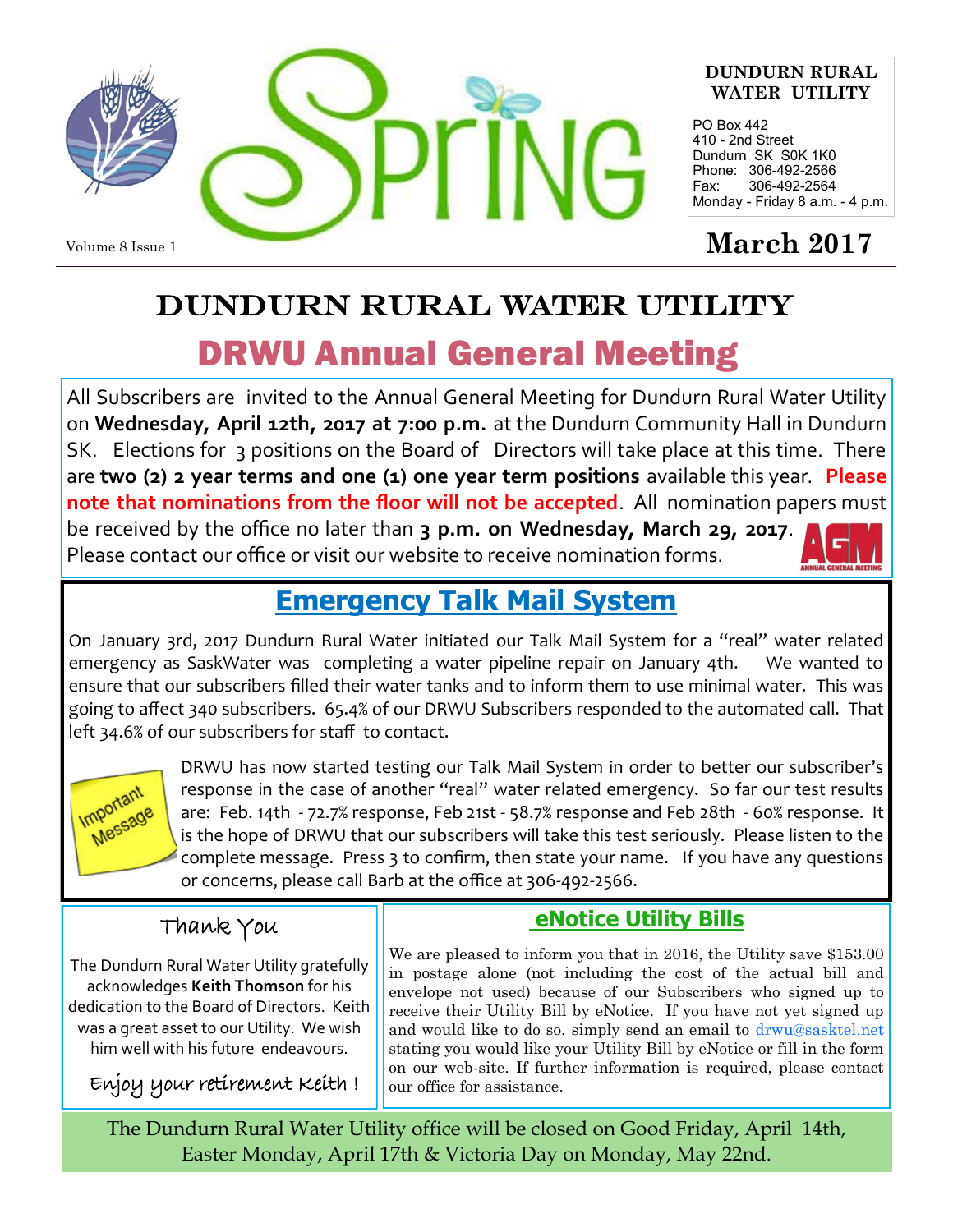# Spring

**DUNDURN RURAL WATER UTILITY**

PO Box 442
410 - 2nd Street
Dundurn SK S0K 1K0
Phone: 306-492-2566
Fax: 306-492-2564
Monday - Friday 8 a.m. - 4 p.m.

Volume 8 Issue 1

**March 2017**

# DUNDURN RURAL WATER UTILITY

## DRWU Annual General Meeting

All Subscribers are invited to the Annual General Meeting for Dundurn Rural Water Utility on **Wednesday, April 12th, 2017 at 7:00 p.m.** at the Dundurn Community Hall in Dundurn SK. Elections for 3 positions on the Board of Directors will take place at this time. There are **two (2) 2 year terms and one (1) one year term positions** available this year. **Please note that nominations from the floor will not be accepted**. All nomination papers must be received by the office no later than **3 p.m. on Wednesday, March 29, 2017**. Please contact our office or visit our website to receive nomination forms.

AGM ANNUAL GENERAL MEETING

## Emergency Talk Mail System

On January 3rd, 2017 Dundurn Rural Water initiated our Talk Mail System for a "real" water related emergency as SaskWater was completing a water pipeline repair on January 4th. We wanted to ensure that our subscribers filled their water tanks and to inform them to use minimal water. This was going to affect 340 subscribers. 65.4% of our DRWU Subscribers responded to the automated call. That left 34.6% of our subscribers for staff to contact.

Important Message

DRWU has now started testing our Talk Mail System in order to better our subscriber's response in the case of another "real" water related emergency. So far our test results are: Feb. 14th - 72.7% response, Feb 21st - 58.7% response and Feb 28th - 60% response. It is the hope of DRWU that our subscribers will take this test seriously. Please listen to the complete message. Press 3 to confirm, then state your name. If you have any questions or concerns, please call Barb at the office at 306-492-2566.

### Thank You

The Dundurn Rural Water Utility gratefully acknowledges **Keith Thomson** for his dedication to the Board of Directors. Keith was a great asset to our Utility. We wish him well with his future endeavours.

*Enjoy your retirement Keith !*

### eNotice Utility Bills

We are pleased to inform you that in 2016, the Utility save $153.00 in postage alone (not including the cost of the actual bill and envelope not used) because of our Subscribers who signed up to receive their Utility Bill by eNotice. If you have not yet signed up and would like to do so, simply send an email to drwu@sasktel.net stating you would like your Utility Bill by eNotice or fill in the form on our web-site. If further information is required, please contact our office for assistance.

The Dundurn Rural Water Utility office will be closed on Good Friday, April 14th, Easter Monday, April 17th & Victoria Day on Monday, May 22nd.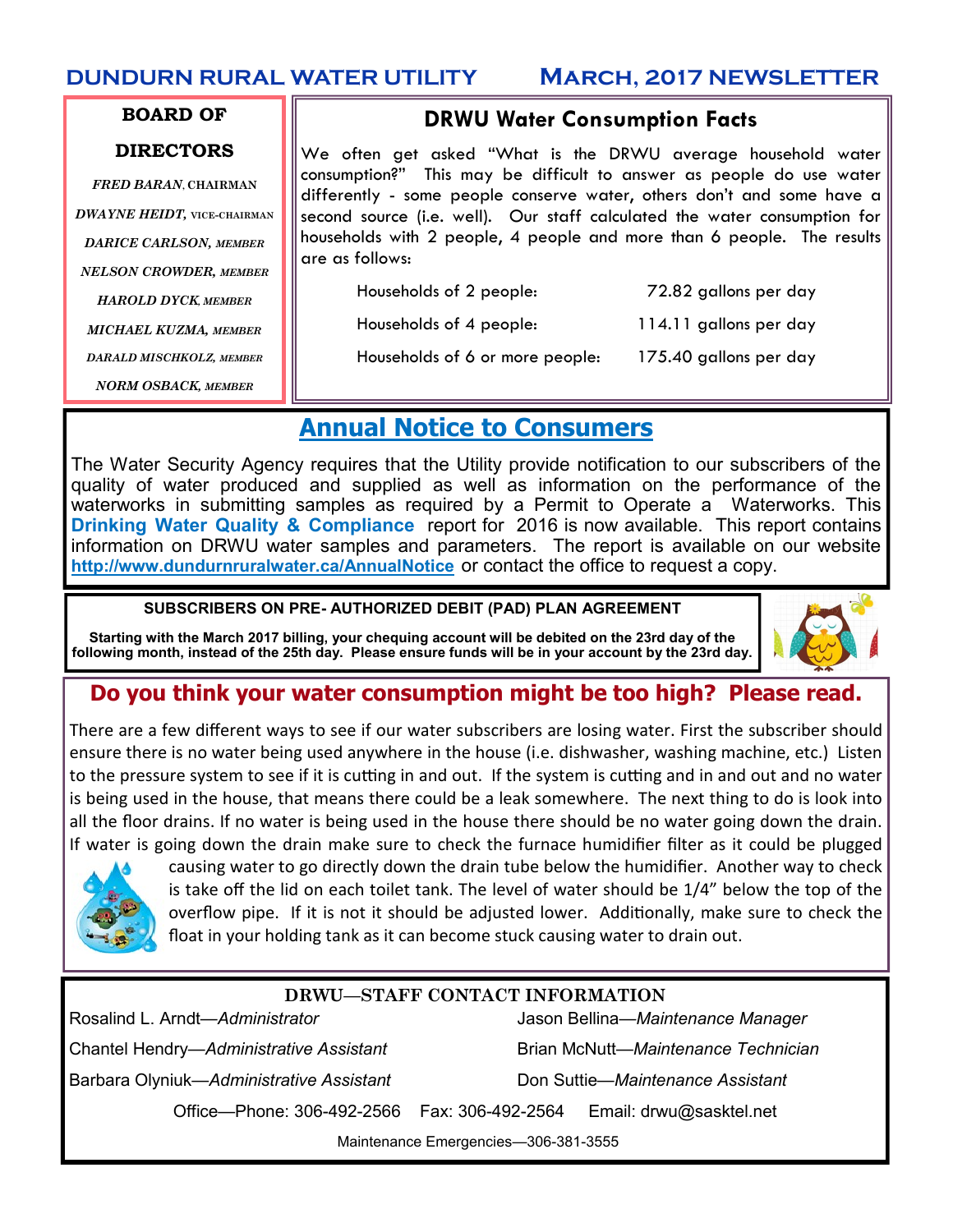# DUNDURN RURAL WATER UTILITY — MARCH, 2017 NEWSLETTER

## BOARD OF DIRECTORS

*FRED BARAN*, CHAIRMAN

*DWAYNE HEIDT*, VICE-CHAIRMAN

*DARICE CARLSON*, *MEMBER*

*NELSON CROWDER*, *MEMBER*

*HAROLD DYCK*, *MEMBER*

*MICHAEL KUZMA*, *MEMBER*

*DARALD MISCHKOLZ*, *MEMBER*

*NORM OSBACK*, *MEMBER*

## DRWU Water Consumption Facts

We often get asked "What is the DRWU average household water consumption?" This may be difficult to answer as people do use water differently - some people conserve water, others don't and some have a second source (i.e. well). Our staff calculated the water consumption for households with 2 people, 4 people and more than 6 people. The results are as follows:

| | |
|---|---|
| Households of 2 people: | 72.82 gallons per day |
| Households of 4 people: | 114.11 gallons per day |
| Households of 6 or more people: | 175.40 gallons per day |

## Annual Notice to Consumers

The Water Security Agency requires that the Utility provide notification to our subscribers of the quality of water produced and supplied as well as information on the performance of the waterworks in submitting samples as required by a Permit to Operate a Waterworks. This **Drinking Water Quality & Compliance** report for 2016 is now available. This report contains information on DRWU water samples and parameters. The report is available on our website http://www.dundurnruralwater.ca/AnnualNotice or contact the office to request a copy.

### SUBSCRIBERS ON PRE- AUTHORIZED DEBIT (PAD) PLAN AGREEMENT

**Starting with the March 2017 billing, your chequing account will be debited on the 23rd day of the following month, instead of the 25th day. Please ensure funds will be in your account by the 23rd day.**

## Do you think your water consumption might be too high? Please read.

There are a few different ways to see if our water subscribers are losing water. First the subscriber should ensure there is no water being used anywhere in the house (i.e. dishwasher, washing machine, etc.) Listen to the pressure system to see if it is cutting in and out. If the system is cutting and in and out and no water is being used in the house, that means there could be a leak somewhere. The next thing to do is look into all the floor drains. If no water is being used in the house there should be no water going down the drain. If water is going down the drain make sure to check the furnace humidifier filter as it could be plugged causing water to go directly down the drain tube below the humidifier. Another way to check is take off the lid on each toilet tank. The level of water should be 1/4" below the top of the overflow pipe. If it is not it should be adjusted lower. Additionally, make sure to check the float in your holding tank as it can become stuck causing water to drain out.

### DRWU—STAFF CONTACT INFORMATION

| | |
|---|---|
| Rosalind L. Arndt—*Administrator* | Jason Bellina—*Maintenance Manager* |
| Chantel Hendry—*Administrative Assistant* | Brian McNutt—*Maintenance Technician* |
| Barbara Olyniuk—*Administrative Assistant* | Don Suttie—*Maintenance Assistant* |

Office—Phone: 306-492-2566 Fax: 306-492-2564 Email: drwu@sasktel.net

Maintenance Emergencies—306-381-3555